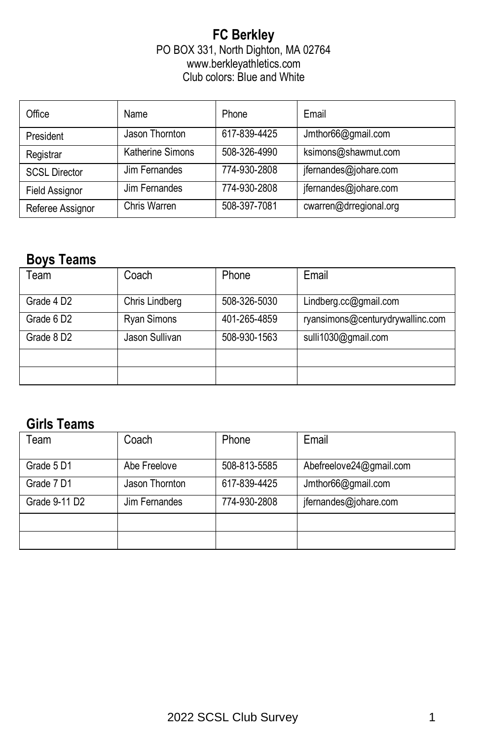# FC Berkley

PO BOX 331, North Dighton, MA 02764
www.berkleyathletics.com
Club colors: Blue and White

| Office | Name | Phone | Email |
|---|---|---|---|
| President | Jason Thornton | 617-839-4425 | Jmthor66@gmail.com |
| Registrar | Katherine Simons | 508-326-4990 | ksimons@shawmut.com |
| SCSL Director | Jim Fernandes | 774-930-2808 | jfernandes@johare.com |
| Field Assignor | Jim Fernandes | 774-930-2808 | jfernandes@johare.com |
| Referee Assignor | Chris Warren | 508-397-7081 | cwarren@drregional.org |

## Boys Teams

| Team | Coach | Phone | Email |
|---|---|---|---|
| Grade 4 D2 | Chris Lindberg | 508-326-5030 | Lindberg.cc@gmail.com |
| Grade 6 D2 | Ryan Simons | 401-265-4859 | ryansimons@centurydrywallinc.com |
| Grade 8 D2 | Jason Sullivan | 508-930-1563 | sulli1030@gmail.com |
| | | | |
| | | | |

## Girls Teams

| Team | Coach | Phone | Email |
|---|---|---|---|
| Grade 5 D1 | Abe Freelove | 508-813-5585 | Abefreelove24@gmail.com |
| Grade 7 D1 | Jason Thornton | 617-839-4425 | Jmthor66@gmail.com |
| Grade 9-11 D2 | Jim Fernandes | 774-930-2808 | jfernandes@johare.com |
| | | | |
| | | | |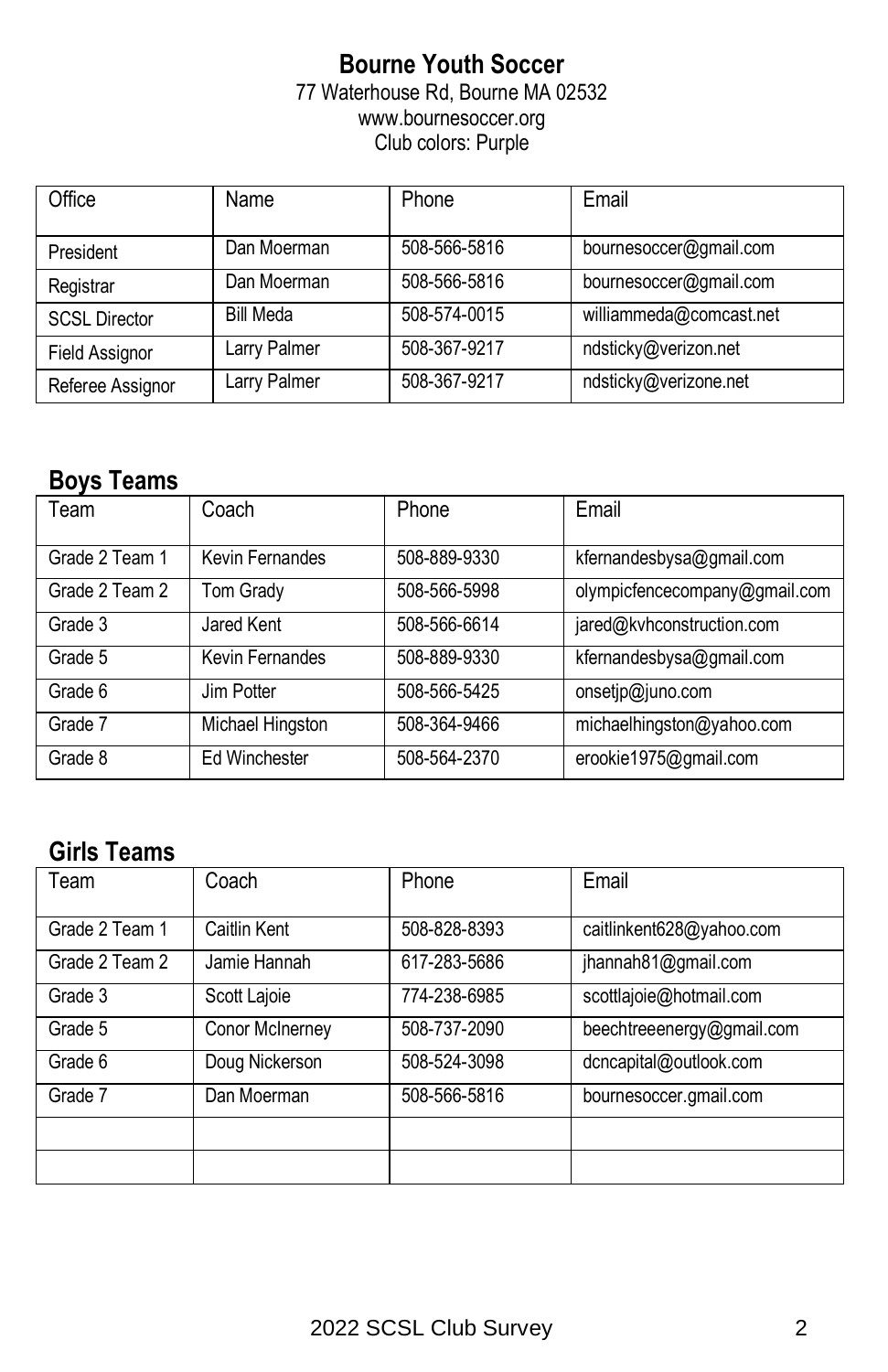# Bourne Youth Soccer

77 Waterhouse Rd, Bourne MA 02532
www.bournesoccer.org
Club colors: Purple

| Office | Name | Phone | Email |
|---|---|---|---|
| President | Dan Moerman | 508-566-5816 | bournesoccer@gmail.com |
| Registrar | Dan Moerman | 508-566-5816 | bournesoccer@gmail.com |
| SCSL Director | Bill Meda | 508-574-0015 | williammeda@comcast.net |
| Field Assignor | Larry Palmer | 508-367-9217 | ndsticky@verizon.net |
| Referee Assignor | Larry Palmer | 508-367-9217 | ndsticky@verizone.net |

## Boys Teams

| Team | Coach | Phone | Email |
|---|---|---|---|
| Grade 2 Team 1 | Kevin Fernandes | 508-889-9330 | kfernandesbysa@gmail.com |
| Grade 2 Team 2 | Tom Grady | 508-566-5998 | olympicfencecompany@gmail.com |
| Grade 3 | Jared Kent | 508-566-6614 | jared@kvhconstruction.com |
| Grade 5 | Kevin Fernandes | 508-889-9330 | kfernandesbysa@gmail.com |
| Grade 6 | Jim Potter | 508-566-5425 | onsetjp@juno.com |
| Grade 7 | Michael Hingston | 508-364-9466 | michaelhingston@yahoo.com |
| Grade 8 | Ed Winchester | 508-564-2370 | erookie1975@gmail.com |

## Girls Teams

| Team | Coach | Phone | Email |
|---|---|---|---|
| Grade 2 Team 1 | Caitlin Kent | 508-828-8393 | caitlinkent628@yahoo.com |
| Grade 2 Team 2 | Jamie Hannah | 617-283-5686 | jhannah81@gmail.com |
| Grade 3 | Scott Lajoie | 774-238-6985 | scottlajoie@hotmail.com |
| Grade 5 | Conor McInerney | 508-737-2090 | beechtreeenergy@gmail.com |
| Grade 6 | Doug Nickerson | 508-524-3098 | dcncapital@outlook.com |
| Grade 7 | Dan Moerman | 508-566-5816 | bournesoccer.gmail.com |
| | | | |
| | | | |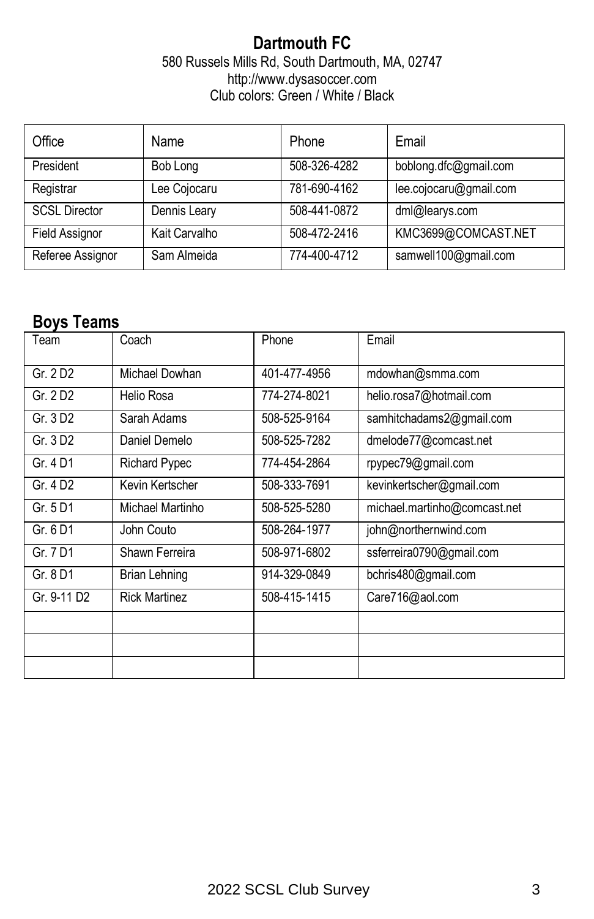# Dartmouth FC

580 Russels Mills Rd, South Dartmouth, MA, 02747
http://www.dysasoccer.com
Club colors: Green / White / Black

| Office | Name | Phone | Email |
|---|---|---|---|
| President | Bob Long | 508-326-4282 | boblong.dfc@gmail.com |
| Registrar | Lee Cojocaru | 781-690-4162 | lee.cojocaru@gmail.com |
| SCSL Director | Dennis Leary | 508-441-0872 | dml@learys.com |
| Field Assignor | Kait Carvalho | 508-472-2416 | KMC3699@COMCAST.NET |
| Referee Assignor | Sam Almeida | 774-400-4712 | samwell100@gmail.com |

## Boys Teams

| Team | Coach | Phone | Email |
|---|---|---|---|
| Gr. 2 D2 | Michael Dowhan | 401-477-4956 | mdowhan@smma.com |
| Gr. 2 D2 | Helio Rosa | 774-274-8021 | helio.rosa7@hotmail.com |
| Gr. 3 D2 | Sarah Adams | 508-525-9164 | samhitchadams2@gmail.com |
| Gr. 3 D2 | Daniel Demelo | 508-525-7282 | dmelode77@comcast.net |
| Gr. 4 D1 | Richard Pypec | 774-454-2864 | rpypec79@gmail.com |
| Gr. 4 D2 | Kevin Kertscher | 508-333-7691 | kevinkertscher@gmail.com |
| Gr. 5 D1 | Michael Martinho | 508-525-5280 | michael.martinho@comcast.net |
| Gr. 6 D1 | John Couto | 508-264-1977 | john@northernwind.com |
| Gr. 7 D1 | Shawn Ferreira | 508-971-6802 | ssferreira0790@gmail.com |
| Gr. 8 D1 | Brian Lehning | 914-329-0849 | bchris480@gmail.com |
| Gr. 9-11 D2 | Rick Martinez | 508-415-1415 | Care716@aol.com |
| | | | |
| | | | |
| | | | |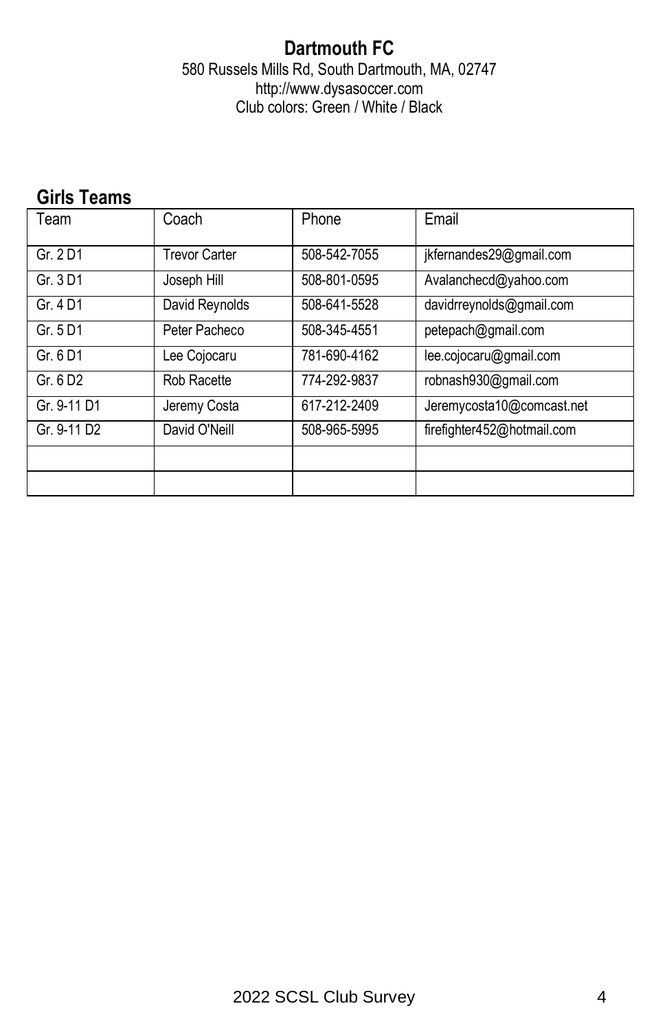# Dartmouth FC

580 Russels Mills Rd, South Dartmouth, MA, 02747
http://www.dysasoccer.com
Club colors: Green / White / Black

## Girls Teams

| Team | Coach | Phone | Email |
|---|---|---|---|
| Gr. 2 D1 | Trevor Carter | 508-542-7055 | jkfernandes29@gmail.com |
| Gr. 3 D1 | Joseph Hill | 508-801-0595 | Avalanchecd@yahoo.com |
| Gr. 4 D1 | David Reynolds | 508-641-5528 | davidrreynolds@gmail.com |
| Gr. 5 D1 | Peter Pacheco | 508-345-4551 | petepach@gmail.com |
| Gr. 6 D1 | Lee Cojocaru | 781-690-4162 | lee.cojocaru@gmail.com |
| Gr. 6 D2 | Rob Racette | 774-292-9837 | robnash930@gmail.com |
| Gr. 9-11 D1 | Jeremy Costa | 617-212-2409 | Jeremycosta10@comcast.net |
| Gr. 9-11 D2 | David O'Neill | 508-965-5995 | firefighter452@hotmail.com |
| | | | |
| | | | |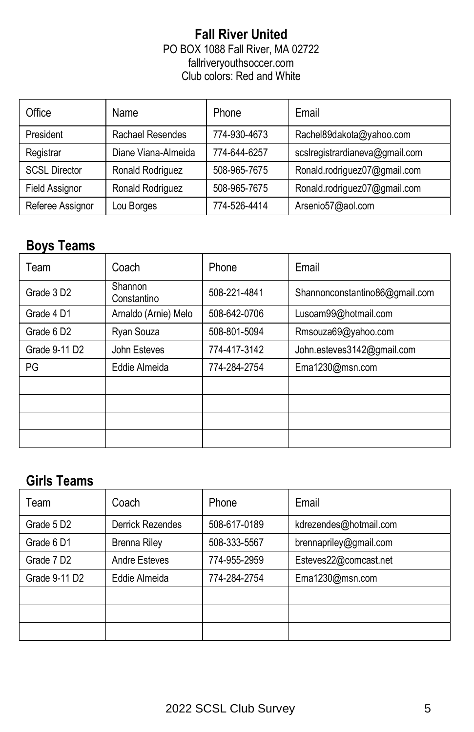# Fall River United

PO BOX 1088 Fall River, MA 02722
fallriveryouthsoccer.com
Club colors: Red and White

| Office | Name | Phone | Email |
|---|---|---|---|
| President | Rachael Resendes | 774-930-4673 | Rachel89dakota@yahoo.com |
| Registrar | Diane Viana-Almeida | 774-644-6257 | scslregistrardianeva@gmail.com |
| SCSL Director | Ronald Rodriguez | 508-965-7675 | Ronald.rodriguez07@gmail.com |
| Field Assignor | Ronald Rodriguez | 508-965-7675 | Ronald.rodriguez07@gmail.com |
| Referee Assignor | Lou Borges | 774-526-4414 | Arsenio57@aol.com |

## Boys Teams

| Team | Coach | Phone | Email |
|---|---|---|---|
| Grade 3 D2 | Shannon Constantino | 508-221-4841 | Shannonconstantino86@gmail.com |
| Grade 4 D1 | Arnaldo (Arnie) Melo | 508-642-0706 | Lusoam99@hotmail.com |
| Grade 6 D2 | Ryan Souza | 508-801-5094 | Rmsouza69@yahoo.com |
| Grade 9-11 D2 | John Esteves | 774-417-3142 | John.esteves3142@gmail.com |
| PG | Eddie Almeida | 774-284-2754 | Ema1230@msn.com |
| | | | |
| | | | |
| | | | |
| | | | |

## Girls Teams

| Team | Coach | Phone | Email |
|---|---|---|---|
| Grade 5 D2 | Derrick Rezendes | 508-617-0189 | kdrezendes@hotmail.com |
| Grade 6 D1 | Brenna Riley | 508-333-5567 | brennapriley@gmail.com |
| Grade 7 D2 | Andre Esteves | 774-955-2959 | Esteves22@comcast.net |
| Grade 9-11 D2 | Eddie Almeida | 774-284-2754 | Ema1230@msn.com |
| | | | |
| | | | |
| | | | |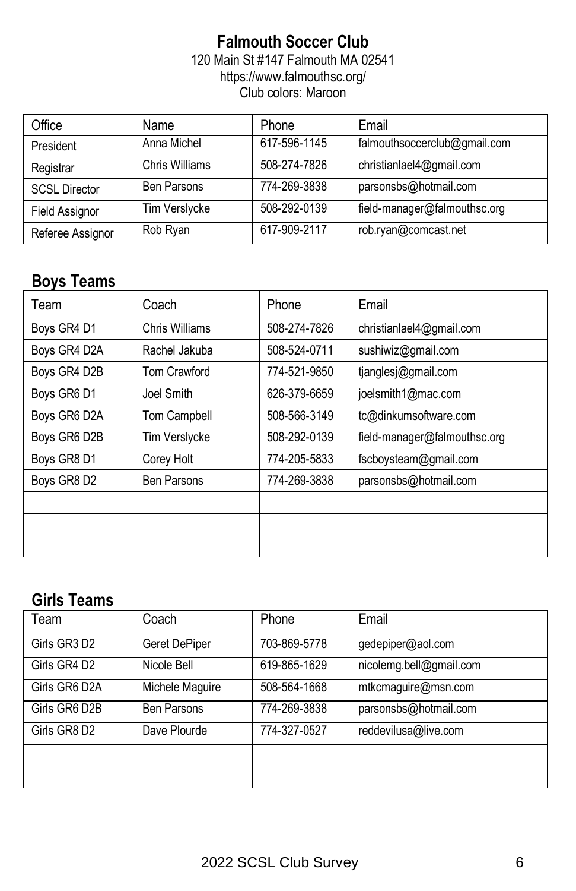# Falmouth Soccer Club

120 Main St #147 Falmouth MA 02541
https://www.falmouthsc.org/
Club colors: Maroon

| Office | Name | Phone | Email |
|---|---|---|---|
| President | Anna Michel | 617-596-1145 | falmouthsoccerclub@gmail.com |
| Registrar | Chris Williams | 508-274-7826 | christianlael4@gmail.com |
| SCSL Director | Ben Parsons | 774-269-3838 | parsonsbs@hotmail.com |
| Field Assignor | Tim Verslycke | 508-292-0139 | field-manager@falmouthsc.org |
| Referee Assignor | Rob Ryan | 617-909-2117 | rob.ryan@comcast.net |

## Boys Teams

| Team | Coach | Phone | Email |
|---|---|---|---|
| Boys GR4 D1 | Chris Williams | 508-274-7826 | christianlael4@gmail.com |
| Boys GR4 D2A | Rachel Jakuba | 508-524-0711 | sushiwiz@gmail.com |
| Boys GR4 D2B | Tom Crawford | 774-521-9850 | tjanglesj@gmail.com |
| Boys GR6 D1 | Joel Smith | 626-379-6659 | joelsmith1@mac.com |
| Boys GR6 D2A | Tom Campbell | 508-566-3149 | tc@dinkumsoftware.com |
| Boys GR6 D2B | Tim Verslycke | 508-292-0139 | field-manager@falmouthsc.org |
| Boys GR8 D1 | Corey Holt | 774-205-5833 | fscboysteam@gmail.com |
| Boys GR8 D2 | Ben Parsons | 774-269-3838 | parsonsbs@hotmail.com |
| | | | |
| | | | |
| | | | |

## Girls Teams

| Team | Coach | Phone | Email |
|---|---|---|---|
| Girls GR3 D2 | Geret DePiper | 703-869-5778 | gedepiper@aol.com |
| Girls GR4 D2 | Nicole Bell | 619-865-1629 | nicolemg.bell@gmail.com |
| Girls GR6 D2A | Michele Maguire | 508-564-1668 | mtkcmaguire@msn.com |
| Girls GR6 D2B | Ben Parsons | 774-269-3838 | parsonsbs@hotmail.com |
| Girls GR8 D2 | Dave Plourde | 774-327-0527 | reddevilusa@live.com |
| | | | |
| | | | |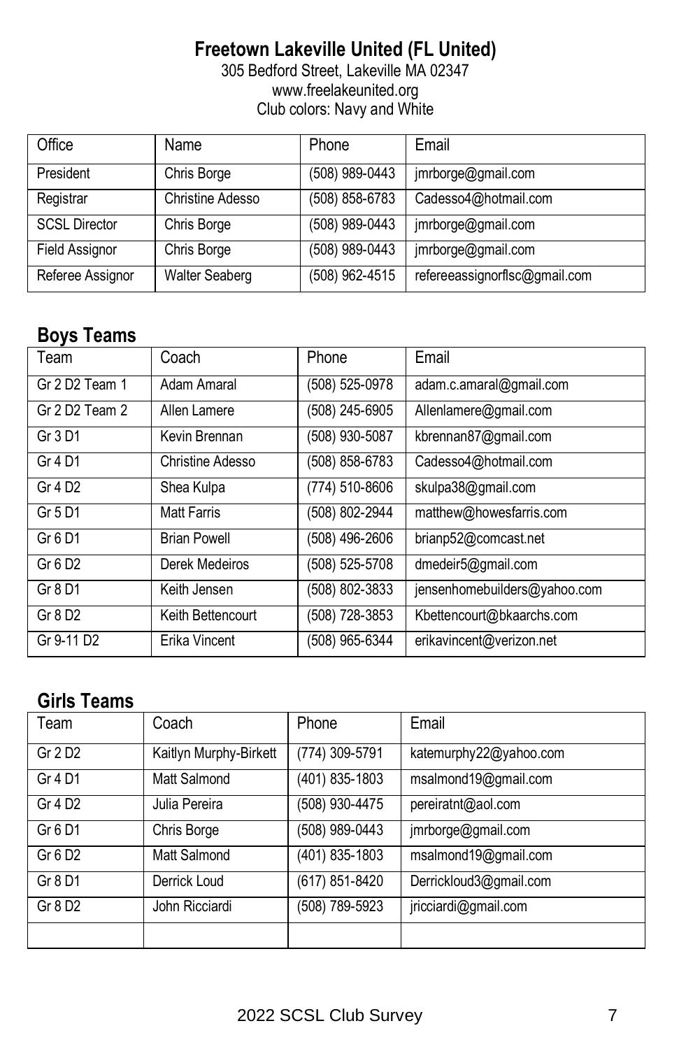# Freetown Lakeville United (FL United)

305 Bedford Street, Lakeville MA 02347
www.freelakeunited.org
Club colors: Navy and White

| Office | Name | Phone | Email |
|---|---|---|---|
| President | Chris Borge | (508) 989-0443 | jmrborge@gmail.com |
| Registrar | Christine Adesso | (508) 858-6783 | Cadesso4@hotmail.com |
| SCSL Director | Chris Borge | (508) 989-0443 | jmrborge@gmail.com |
| Field Assignor | Chris Borge | (508) 989-0443 | jmrborge@gmail.com |
| Referee Assignor | Walter Seaberg | (508) 962-4515 | refereeassignorflsc@gmail.com |

## Boys Teams

| Team | Coach | Phone | Email |
|---|---|---|---|
| Gr 2 D2 Team 1 | Adam Amaral | (508) 525-0978 | adam.c.amaral@gmail.com |
| Gr 2 D2 Team 2 | Allen Lamere | (508) 245-6905 | Allenlamere@gmail.com |
| Gr 3 D1 | Kevin Brennan | (508) 930-5087 | kbrennan87@gmail.com |
| Gr 4 D1 | Christine Adesso | (508) 858-6783 | Cadesso4@hotmail.com |
| Gr 4 D2 | Shea Kulpa | (774) 510-8606 | skulpa38@gmail.com |
| Gr 5 D1 | Matt Farris | (508) 802-2944 | matthew@howesfarris.com |
| Gr 6 D1 | Brian Powell | (508) 496-2606 | brianp52@comcast.net |
| Gr 6 D2 | Derek Medeiros | (508) 525-5708 | dmedeir5@gmail.com |
| Gr 8 D1 | Keith Jensen | (508) 802-3833 | jensenhomebuilders@yahoo.com |
| Gr 8 D2 | Keith Bettencourt | (508) 728-3853 | Kbettencourt@bkaarchs.com |
| Gr 9-11 D2 | Erika Vincent | (508) 965-6344 | erikavincent@verizon.net |

## Girls Teams

| Team | Coach | Phone | Email |
|---|---|---|---|
| Gr 2 D2 | Kaitlyn Murphy-Birkett | (774) 309-5791 | katemurphy22@yahoo.com |
| Gr 4 D1 | Matt Salmond | (401) 835-1803 | msalmond19@gmail.com |
| Gr 4 D2 | Julia Pereira | (508) 930-4475 | pereiratnt@aol.com |
| Gr 6 D1 | Chris Borge | (508) 989-0443 | jmrborge@gmail.com |
| Gr 6 D2 | Matt Salmond | (401) 835-1803 | msalmond19@gmail.com |
| Gr 8 D1 | Derrick Loud | (617) 851-8420 | Derrickloud3@gmail.com |
| Gr 8 D2 | John Ricciardi | (508) 789-5923 | jricciardi@gmail.com |
| | | | |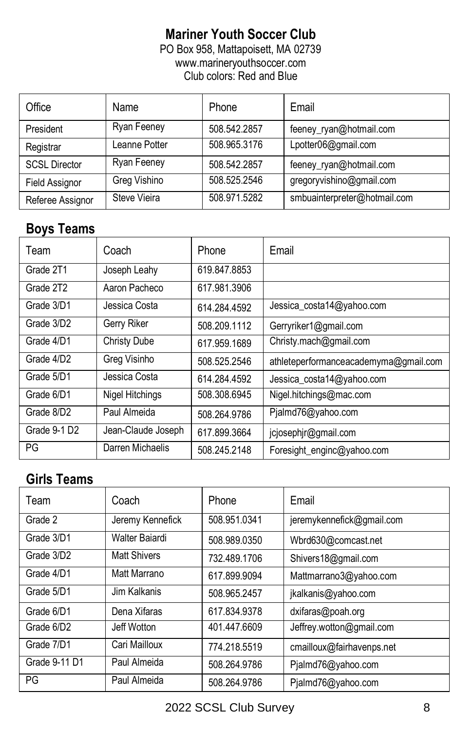# Mariner Youth Soccer Club

PO Box 958, Mattapoisett, MA 02739
www.marineryouthsoccer.com
Club colors: Red and Blue

| Office | Name | Phone | Email |
|---|---|---|---|
| President | Ryan Feeney | 508.542.2857 | feeney_ryan@hotmail.com |
| Registrar | Leanne Potter | 508.965.3176 | Lpotter06@gmail.com |
| SCSL Director | Ryan Feeney | 508.542.2857 | feeney_ryan@hotmail.com |
| Field Assignor | Greg Vishino | 508.525.2546 | gregoryvishino@gmail.com |
| Referee Assignor | Steve Vieira | 508.971.5282 | smbuainterpreter@hotmail.com |

## Boys Teams

| Team | Coach | Phone | Email |
|---|---|---|---|
| Grade 2T1 | Joseph Leahy | 619.847.8853 | |
| Grade 2T2 | Aaron Pacheco | 617.981.3906 | |
| Grade 3/D1 | Jessica Costa | 614.284.4592 | Jessica_costa14@yahoo.com |
| Grade 3/D2 | Gerry Riker | 508.209.1112 | Gerryriker1@gmail.com |
| Grade 4/D1 | Christy Dube | 617.959.1689 | Christy.mach@gmail.com |
| Grade 4/D2 | Greg Visinho | 508.525.2546 | athleteperformanceacademyma@gmail.com |
| Grade 5/D1 | Jessica Costa | 614.284.4592 | Jessica_costa14@yahoo.com |
| Grade 6/D1 | Nigel Hitchings | 508.308.6945 | Nigel.hitchings@mac.com |
| Grade 8/D2 | Paul Almeida | 508.264.9786 | Pjalmd76@yahoo.com |
| Grade 9-1 D2 | Jean-Claude Joseph | 617.899.3664 | jcjosephjr@gmail.com |
| PG | Darren Michaelis | 508.245.2148 | Foresight_enginc@yahoo.com |

## Girls Teams

| Team | Coach | Phone | Email |
|---|---|---|---|
| Grade 2 | Jeremy Kennefick | 508.951.0341 | jeremykennefick@gmail.com |
| Grade 3/D1 | Walter Baiardi | 508.989.0350 | Wbrd630@comcast.net |
| Grade 3/D2 | Matt Shivers | 732.489.1706 | Shivers18@gmail.com |
| Grade 4/D1 | Matt Marrano | 617.899.9094 | Mattmarrano3@yahoo.com |
| Grade 5/D1 | Jim Kalkanis | 508.965.2457 | jkalkanis@yahoo.com |
| Grade 6/D1 | Dena Xifaras | 617.834.9378 | dxifaras@poah.org |
| Grade 6/D2 | Jeff Wotton | 401.447.6609 | Jeffrey.wotton@gmail.com |
| Grade 7/D1 | Cari Mailloux | 774.218.5519 | cmailloux@fairhavenps.net |
| Grade 9-11 D1 | Paul Almeida | 508.264.9786 | Pjalmd76@yahoo.com |
| PG | Paul Almeida | 508.264.9786 | Pjalmd76@yahoo.com |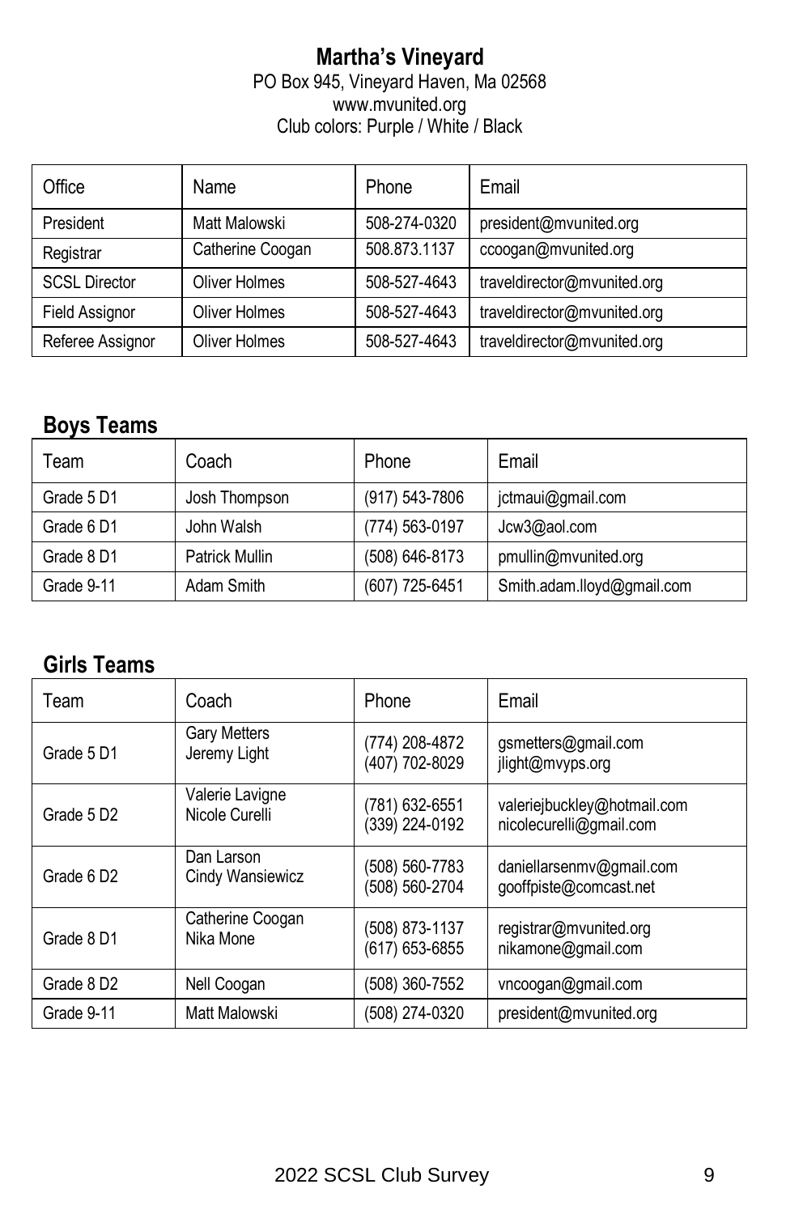# Martha's Vineyard

PO Box 945, Vineyard Haven, Ma 02568
www.mvunited.org
Club colors: Purple / White / Black

| Office | Name | Phone | Email |
| --- | --- | --- | --- |
| President | Matt Malowski | 508-274-0320 | president@mvunited.org |
| Registrar | Catherine Coogan | 508.873.1137 | ccoogan@mvunited.org |
| SCSL Director | Oliver Holmes | 508-527-4643 | traveldirector@mvunited.org |
| Field Assignor | Oliver Holmes | 508-527-4643 | traveldirector@mvunited.org |
| Referee Assignor | Oliver Holmes | 508-527-4643 | traveldirector@mvunited.org |

## Boys Teams

| Team | Coach | Phone | Email |
| --- | --- | --- | --- |
| Grade 5 D1 | Josh Thompson | (917) 543-7806 | jctmaui@gmail.com |
| Grade 6 D1 | John Walsh | (774) 563-0197 | Jcw3@aol.com |
| Grade 8 D1 | Patrick Mullin | (508) 646-8173 | pmullin@mvunited.org |
| Grade 9-11 | Adam Smith | (607) 725-6451 | Smith.adam.lloyd@gmail.com |

## Girls Teams

| Team | Coach | Phone | Email |
| --- | --- | --- | --- |
| Grade 5 D1 | Gary Metters<br>Jeremy Light | (774) 208-4872<br>(407) 702-8029 | gsmetters@gmail.com<br>jlight@mvyps.org |
| Grade 5 D2 | Valerie Lavigne<br>Nicole Curelli | (781) 632-6551<br>(339) 224-0192 | valeriejbuckley@hotmail.com<br>nicolecurelli@gmail.com |
| Grade 6 D2 | Dan Larson<br>Cindy Wansiewicz | (508) 560-7783<br>(508) 560-2704 | daniellarsenmv@gmail.com<br>gooffpiste@comcast.net |
| Grade 8 D1 | Catherine Coogan<br>Nika Mone | (508) 873-1137<br>(617) 653-6855 | registrar@mvunited.org<br>nikamone@gmail.com |
| Grade 8 D2 | Nell Coogan | (508) 360-7552 | vncoogan@gmail.com |
| Grade 9-11 | Matt Malowski | (508) 274-0320 | president@mvunited.org |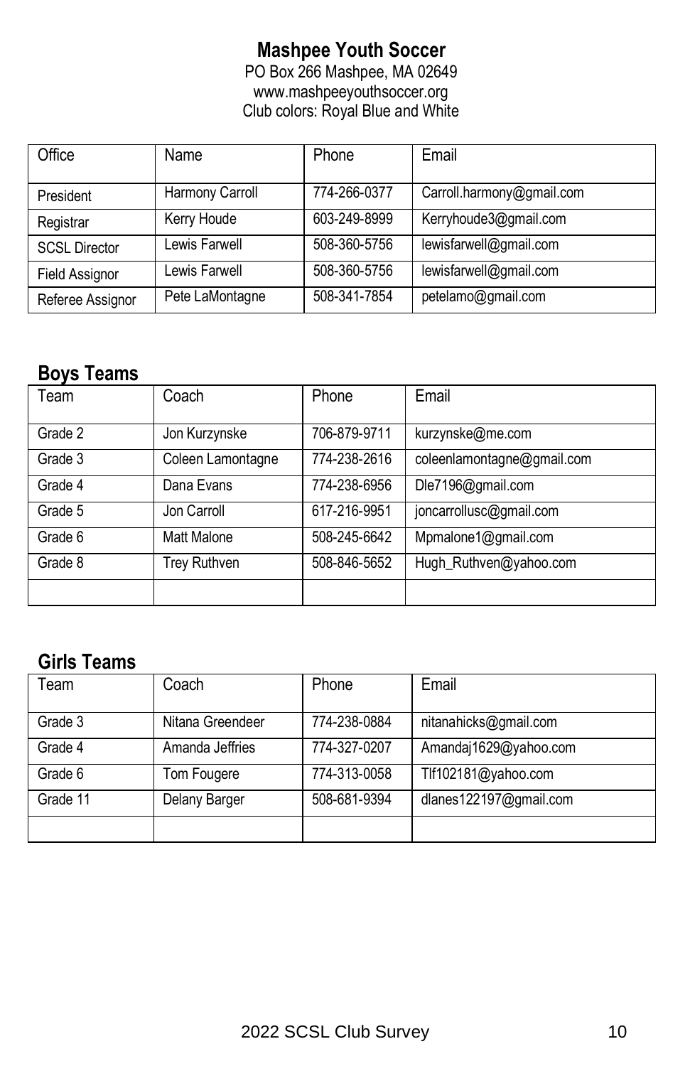# Mashpee Youth Soccer

PO Box 266 Mashpee, MA 02649
www.mashpeeyouthsoccer.org
Club colors: Royal Blue and White

| Office | Name | Phone | Email |
|---|---|---|---|
| President | Harmony Carroll | 774-266-0377 | Carroll.harmony@gmail.com |
| Registrar | Kerry Houde | 603-249-8999 | Kerryhoude3@gmail.com |
| SCSL Director | Lewis Farwell | 508-360-5756 | lewisfarwell@gmail.com |
| Field Assignor | Lewis Farwell | 508-360-5756 | lewisfarwell@gmail.com |
| Referee Assignor | Pete LaMontagne | 508-341-7854 | petelamo@gmail.com |

## Boys Teams

| Team | Coach | Phone | Email |
|---|---|---|---|
| Grade 2 | Jon Kurzynske | 706-879-9711 | kurzynske@me.com |
| Grade 3 | Coleen Lamontagne | 774-238-2616 | coleenlamontagne@gmail.com |
| Grade 4 | Dana Evans | 774-238-6956 | Dle7196@gmail.com |
| Grade 5 | Jon Carroll | 617-216-9951 | joncarrollusc@gmail.com |
| Grade 6 | Matt Malone | 508-245-6642 | Mpmalone1@gmail.com |
| Grade 8 | Trey Ruthven | 508-846-5652 | Hugh_Ruthven@yahoo.com |
| | | | |

## Girls Teams

| Team | Coach | Phone | Email |
|---|---|---|---|
| Grade 3 | Nitana Greendeer | 774-238-0884 | nitanahicks@gmail.com |
| Grade 4 | Amanda Jeffries | 774-327-0207 | Amandaj1629@yahoo.com |
| Grade 6 | Tom Fougere | 774-313-0058 | Tlf102181@yahoo.com |
| Grade 11 | Delany Barger | 508-681-9394 | dlanes122197@gmail.com |
| | | | |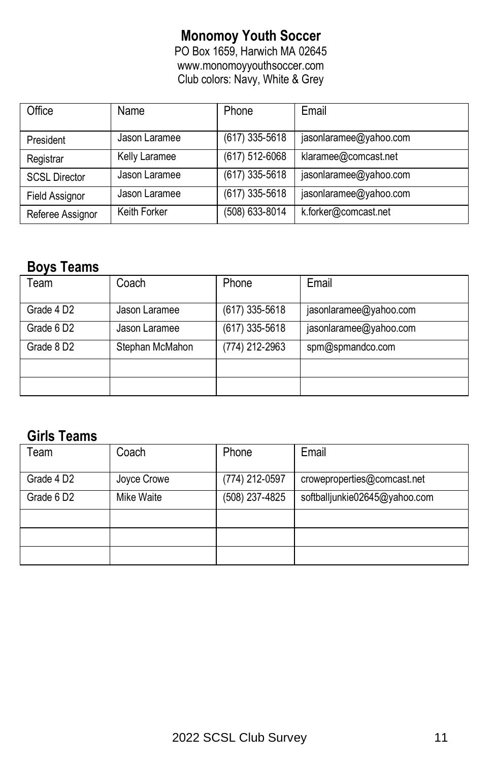# Monomoy Youth Soccer

PO Box 1659, Harwich MA 02645
www.monomoyyouthsoccer.com
Club colors: Navy, White & Grey

| Office | Name | Phone | Email |
|---|---|---|---|
| President | Jason Laramee | (617) 335-5618 | jasonlaramee@yahoo.com |
| Registrar | Kelly Laramee | (617) 512-6068 | klaramee@comcast.net |
| SCSL Director | Jason Laramee | (617) 335-5618 | jasonlaramee@yahoo.com |
| Field Assignor | Jason Laramee | (617) 335-5618 | jasonlaramee@yahoo.com |
| Referee Assignor | Keith Forker | (508) 633-8014 | k.forker@comcast.net |

## Boys Teams

| Team | Coach | Phone | Email |
|---|---|---|---|
| Grade 4 D2 | Jason Laramee | (617) 335-5618 | jasonlaramee@yahoo.com |
| Grade 6 D2 | Jason Laramee | (617) 335-5618 | jasonlaramee@yahoo.com |
| Grade 8 D2 | Stephan McMahon | (774) 212-2963 | spm@spmandco.com |
| | | | |
| | | | |

## Girls Teams

| Team | Coach | Phone | Email |
|---|---|---|---|
| Grade 4 D2 | Joyce Crowe | (774) 212-0597 | croweproperties@comcast.net |
| Grade 6 D2 | Mike Waite | (508) 237-4825 | softballjunkie02645@yahoo.com |
| | | | |
| | | | |
| | | | |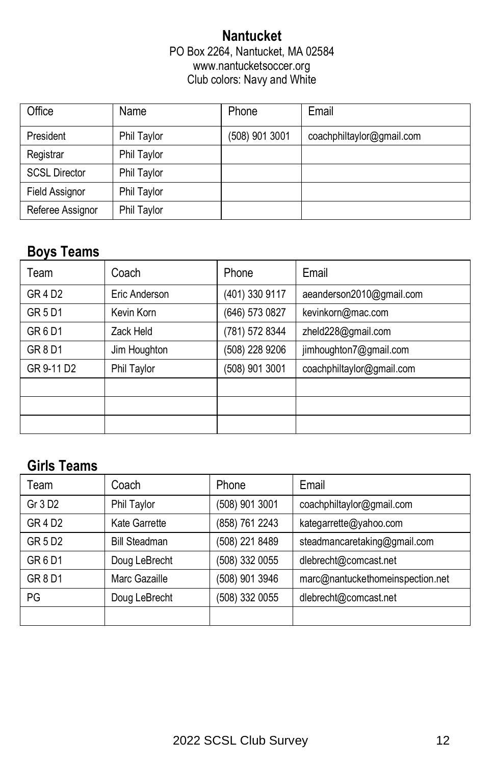# Nantucket

PO Box 2264, Nantucket, MA 02584
www.nantucketsoccer.org
Club colors: Navy and White

| Office | Name | Phone | Email |
|---|---|---|---|
| President | Phil Taylor | (508) 901 3001 | coachphiltaylor@gmail.com |
| Registrar | Phil Taylor | | |
| SCSL Director | Phil Taylor | | |
| Field Assignor | Phil Taylor | | |
| Referee Assignor | Phil Taylor | | |

## Boys Teams

| Team | Coach | Phone | Email |
|---|---|---|---|
| GR 4 D2 | Eric Anderson | (401) 330 9117 | aeanderson2010@gmail.com |
| GR 5 D1 | Kevin Korn | (646) 573 0827 | kevinkorn@mac.com |
| GR 6 D1 | Zack Held | (781) 572 8344 | zheld228@gmail.com |
| GR 8 D1 | Jim Houghton | (508) 228 9206 | jimhoughton7@gmail.com |
| GR 9-11 D2 | Phil Taylor | (508) 901 3001 | coachphiltaylor@gmail.com |
| | | | |
| | | | |
| | | | |

## Girls Teams

| Team | Coach | Phone | Email |
|---|---|---|---|
| Gr 3 D2 | Phil Taylor | (508) 901 3001 | coachphiltaylor@gmail.com |
| GR 4 D2 | Kate Garrette | (858) 761 2243 | kategarrette@yahoo.com |
| GR 5 D2 | Bill Steadman | (508) 221 8489 | steadmancaretaking@gmail.com |
| GR 6 D1 | Doug LeBrecht | (508) 332 0055 | dlebrecht@comcast.net |
| GR 8 D1 | Marc Gazaille | (508) 901 3946 | marc@nantuckethomeinspection.net |
| PG | Doug LeBrecht | (508) 332 0055 | dlebrecht@comcast.net |
| | | | |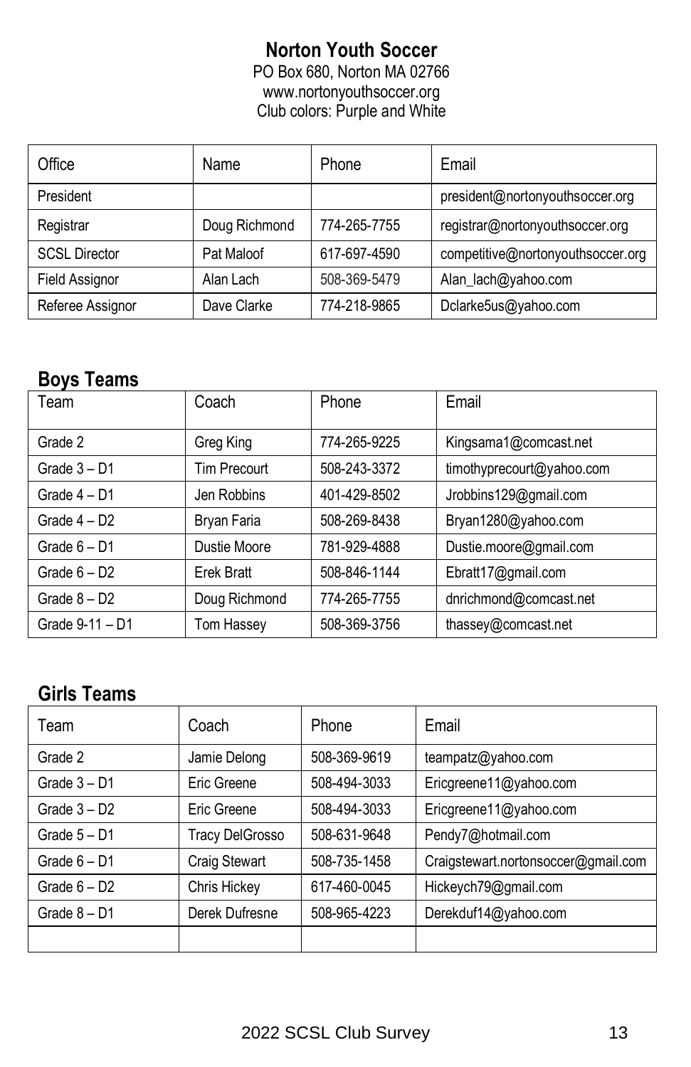# Norton Youth Soccer

PO Box 680, Norton MA 02766
www.nortonyouthsoccer.org
Club colors: Purple and White

| Office | Name | Phone | Email |
| --- | --- | --- | --- |
| President | | | president@nortonyouthsoccer.org |
| Registrar | Doug Richmond | 774-265-7755 | registrar@nortonyouthsoccer.org |
| SCSL Director | Pat Maloof | 617-697-4590 | competitive@nortonyouthsoccer.org |
| Field Assignor | Alan Lach | 508-369-5479 | Alan_lach@yahoo.com |
| Referee Assignor | Dave Clarke | 774-218-9865 | Dclarke5us@yahoo.com |

## Boys Teams

| Team | Coach | Phone | Email |
| --- | --- | --- | --- |
| Grade 2 | Greg King | 774-265-9225 | Kingsama1@comcast.net |
| Grade 3 – D1 | Tim Precourt | 508-243-3372 | timothyprecourt@yahoo.com |
| Grade 4 – D1 | Jen Robbins | 401-429-8502 | Jrobbins129@gmail.com |
| Grade 4 – D2 | Bryan Faria | 508-269-8438 | Bryan1280@yahoo.com |
| Grade 6 – D1 | Dustie Moore | 781-929-4888 | Dustie.moore@gmail.com |
| Grade 6 – D2 | Erek Bratt | 508-846-1144 | Ebratt17@gmail.com |
| Grade 8 – D2 | Doug Richmond | 774-265-7755 | dnrichmond@comcast.net |
| Grade 9-11 – D1 | Tom Hassey | 508-369-3756 | thassey@comcast.net |

## Girls Teams

| Team | Coach | Phone | Email |
| --- | --- | --- | --- |
| Grade 2 | Jamie Delong | 508-369-9619 | teampatz@yahoo.com |
| Grade 3 – D1 | Eric Greene | 508-494-3033 | Ericgreene11@yahoo.com |
| Grade 3 – D2 | Eric Greene | 508-494-3033 | Ericgreene11@yahoo.com |
| Grade 5 – D1 | Tracy DelGrosso | 508-631-9648 | Pendy7@hotmail.com |
| Grade 6 – D1 | Craig Stewart | 508-735-1458 | Craigstewart.nortonsoccer@gmail.com |
| Grade 6 – D2 | Chris Hickey | 617-460-0045 | Hickeych79@gmail.com |
| Grade 8 – D1 | Derek Dufresne | 508-965-4223 | Derekduf14@yahoo.com |
| | | | |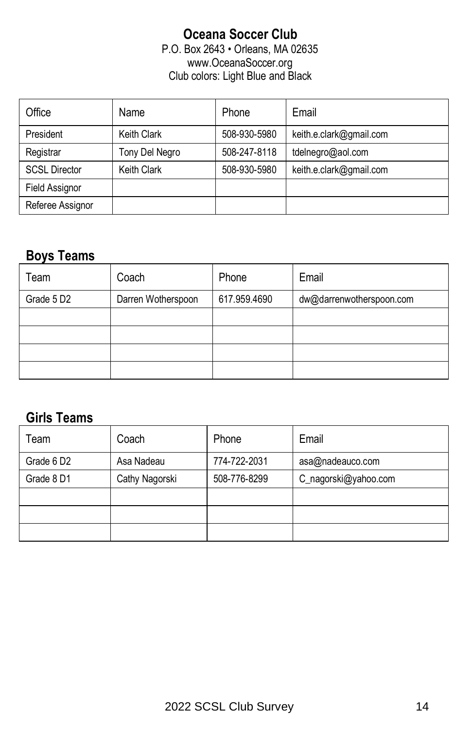# Oceana Soccer Club

P.O. Box 2643 • Orleans, MA 02635
www.OceanaSoccer.org
Club colors: Light Blue and Black

| Office | Name | Phone | Email |
|---|---|---|---|
| President | Keith Clark | 508-930-5980 | keith.e.clark@gmail.com |
| Registrar | Tony Del Negro | 508-247-8118 | tdelnegro@aol.com |
| SCSL Director | Keith Clark | 508-930-5980 | keith.e.clark@gmail.com |
| Field Assignor | | | |
| Referee Assignor | | | |

## Boys Teams

| Team | Coach | Phone | Email |
|---|---|---|---|
| Grade 5 D2 | Darren Wotherspoon | 617.959.4690 | dw@darrenwotherspoon.com |
| | | | |
| | | | |
| | | | |
| | | | |

## Girls Teams

| Team | Coach | Phone | Email |
|---|---|---|---|
| Grade 6 D2 | Asa Nadeau | 774-722-2031 | asa@nadeauco.com |
| Grade 8 D1 | Cathy Nagorski | 508-776-8299 | C_nagorski@yahoo.com |
| | | | |
| | | | |
| | | | |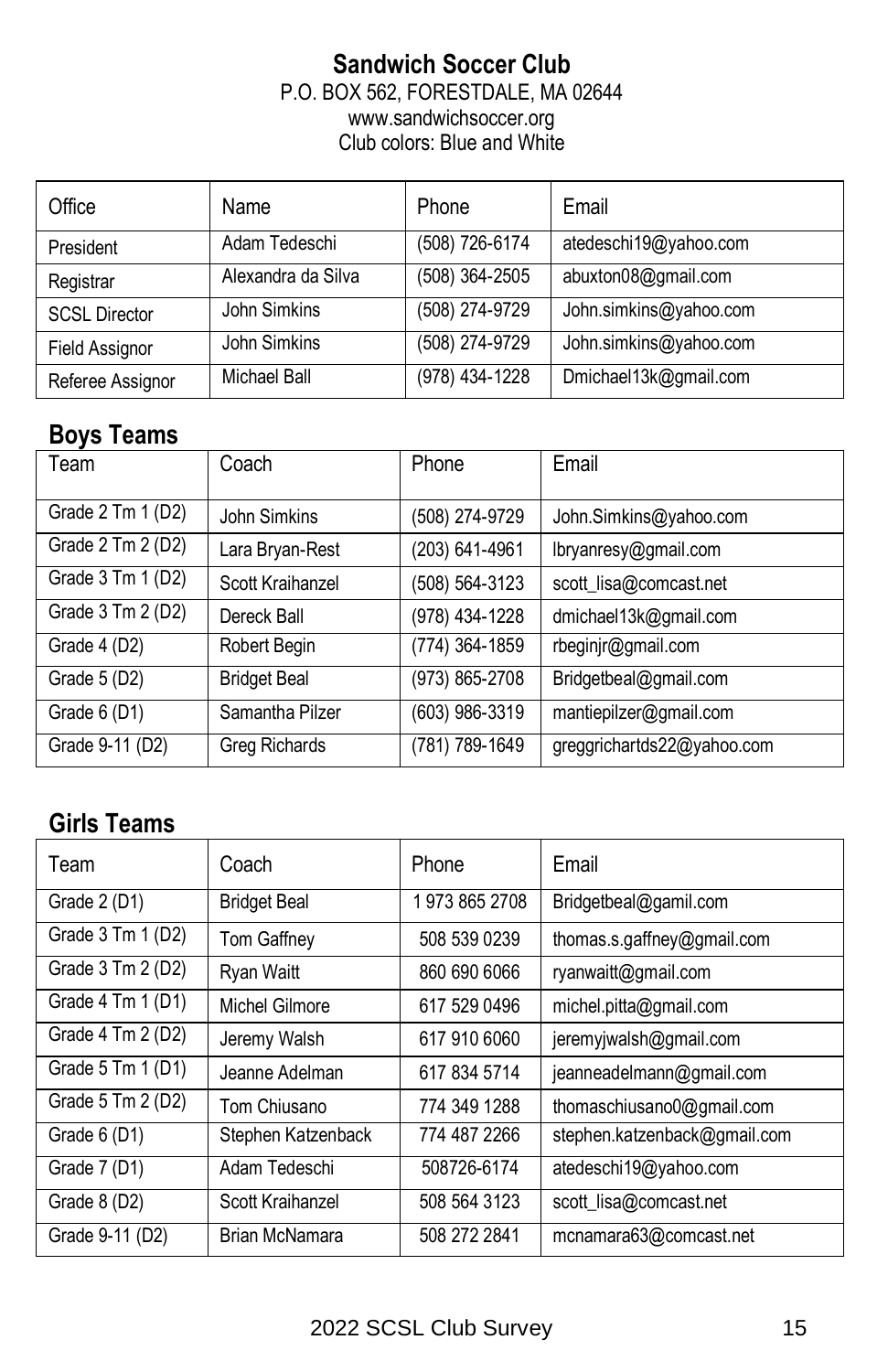# Sandwich Soccer Club

P.O. BOX 562, FORESTDALE, MA 02644
www.sandwichsoccer.org
Club colors: Blue and White

| Office | Name | Phone | Email |
|---|---|---|---|
| President | Adam Tedeschi | (508) 726-6174 | atedeschi19@yahoo.com |
| Registrar | Alexandra da Silva | (508) 364-2505 | abuxton08@gmail.com |
| SCSL Director | John Simkins | (508) 274-9729 | John.simkins@yahoo.com |
| Field Assignor | John Simkins | (508) 274-9729 | John.simkins@yahoo.com |
| Referee Assignor | Michael Ball | (978) 434-1228 | Dmichael13k@gmail.com |

## Boys Teams

| Team | Coach | Phone | Email |
|---|---|---|---|
| Grade 2 Tm 1 (D2) | John Simkins | (508) 274-9729 | John.Simkins@yahoo.com |
| Grade 2 Tm 2 (D2) | Lara Bryan-Rest | (203) 641-4961 | lbryanresy@gmail.com |
| Grade 3 Tm 1 (D2) | Scott Kraihanzel | (508) 564-3123 | scott_lisa@comcast.net |
| Grade 3 Tm 2 (D2) | Dereck Ball | (978) 434-1228 | dmichael13k@gmail.com |
| Grade 4 (D2) | Robert Begin | (774) 364-1859 | rbeginjr@gmail.com |
| Grade 5 (D2) | Bridget Beal | (973) 865-2708 | Bridgetbeal@gmail.com |
| Grade 6 (D1) | Samantha Pilzer | (603) 986-3319 | mantiepilzer@gmail.com |
| Grade 9-11 (D2) | Greg Richards | (781) 789-1649 | greggrichartds22@yahoo.com |

## Girls Teams

| Team | Coach | Phone | Email |
|---|---|---|---|
| Grade 2 (D1) | Bridget Beal | 1 973 865 2708 | Bridgetbeal@gamil.com |
| Grade 3 Tm 1 (D2) | Tom Gaffney | 508 539 0239 | thomas.s.gaffney@gmail.com |
| Grade 3 Tm 2 (D2) | Ryan Waitt | 860 690 6066 | ryanwaitt@gmail.com |
| Grade 4 Tm 1 (D1) | Michel Gilmore | 617 529 0496 | michel.pitta@gmail.com |
| Grade 4 Tm 2 (D2) | Jeremy Walsh | 617 910 6060 | jeremyjwalsh@gmail.com |
| Grade 5 Tm 1 (D1) | Jeanne Adelman | 617 834 5714 | jeanneadelmann@gmail.com |
| Grade 5 Tm 2 (D2) | Tom Chiusano | 774 349 1288 | thomaschiusano0@gmail.com |
| Grade 6 (D1) | Stephen Katzenback | 774 487 2266 | stephen.katzenback@gmail.com |
| Grade 7 (D1) | Adam Tedeschi | 508726-6174 | atedeschi19@yahoo.com |
| Grade 8 (D2) | Scott Kraihanzel | 508 564 3123 | scott_lisa@comcast.net |
| Grade 9-11 (D2) | Brian McNamara | 508 272 2841 | mcnamara63@comcast.net |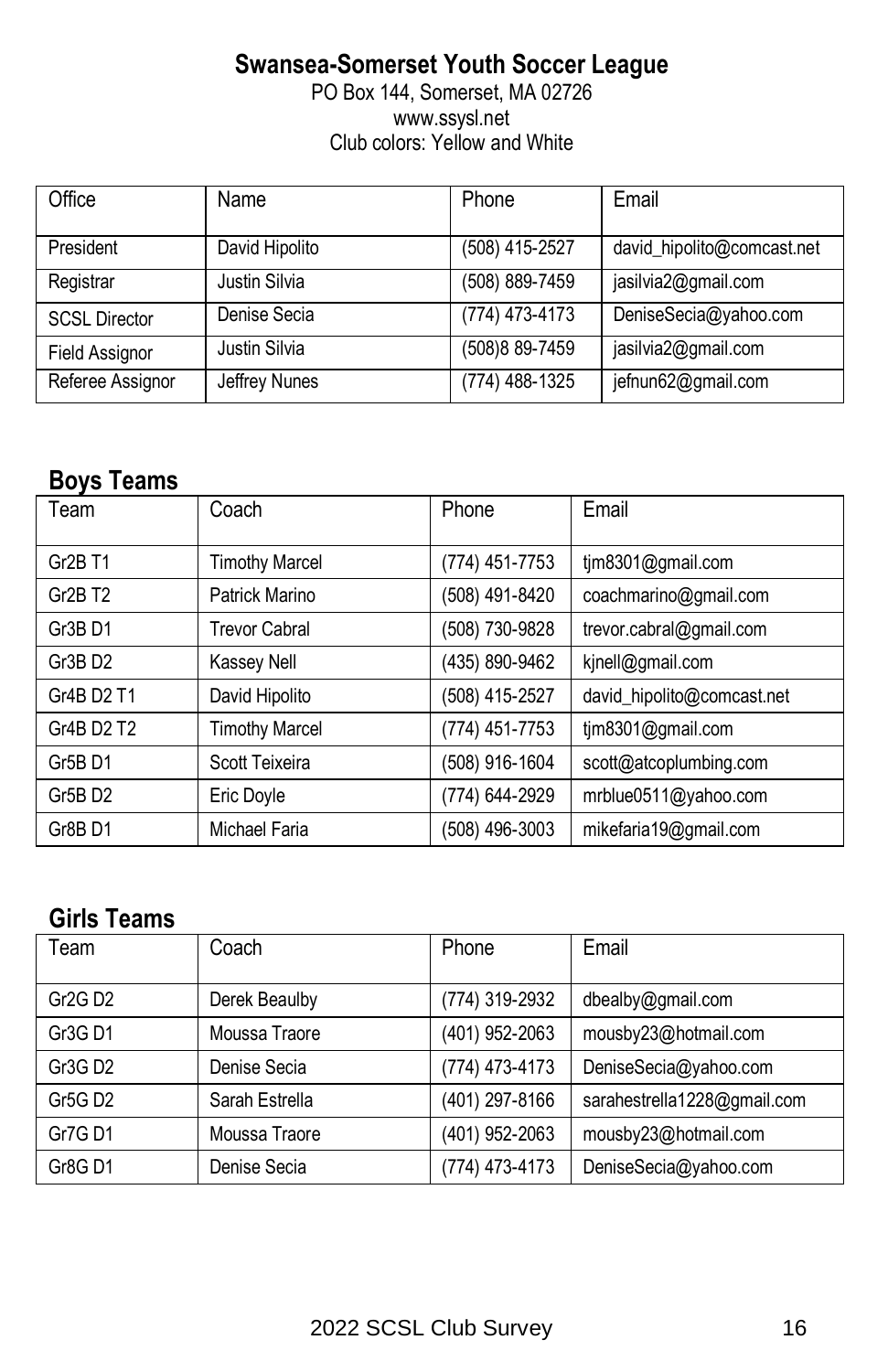## Swansea-Somerset Youth Soccer League

PO Box 144, Somerset, MA 02726
www.ssysl.net
Club colors: Yellow and White

| Office | Name | Phone | Email |
|---|---|---|---|
| President | David Hipolito | (508) 415-2527 | david_hipolito@comcast.net |
| Registrar | Justin Silvia | (508) 889-7459 | jasilvia2@gmail.com |
| SCSL Director | Denise Secia | (774) 473-4173 | DeniseSecia@yahoo.com |
| Field Assignor | Justin Silvia | (508)8 89-7459 | jasilvia2@gmail.com |
| Referee Assignor | Jeffrey Nunes | (774) 488-1325 | jefnun62@gmail.com |

### Boys Teams

| Team | Coach | Phone | Email |
|---|---|---|---|
| Gr2B T1 | Timothy Marcel | (774) 451-7753 | tjm8301@gmail.com |
| Gr2B T2 | Patrick Marino | (508) 491-8420 | coachmarino@gmail.com |
| Gr3B D1 | Trevor Cabral | (508) 730-9828 | trevor.cabral@gmail.com |
| Gr3B D2 | Kassey Nell | (435) 890-9462 | kjnell@gmail.com |
| Gr4B D2 T1 | David Hipolito | (508) 415-2527 | david_hipolito@comcast.net |
| Gr4B D2 T2 | Timothy Marcel | (774) 451-7753 | tjm8301@gmail.com |
| Gr5B D1 | Scott Teixeira | (508) 916-1604 | scott@atcoplumbing.com |
| Gr5B D2 | Eric Doyle | (774) 644-2929 | mrblue0511@yahoo.com |
| Gr8B D1 | Michael Faria | (508) 496-3003 | mikefaria19@gmail.com |

### Girls Teams

| Team | Coach | Phone | Email |
|---|---|---|---|
| Gr2G D2 | Derek Beaulby | (774) 319-2932 | dbealby@gmail.com |
| Gr3G D1 | Moussa Traore | (401) 952-2063 | mousby23@hotmail.com |
| Gr3G D2 | Denise Secia | (774) 473-4173 | DeniseSecia@yahoo.com |
| Gr5G D2 | Sarah Estrella | (401) 297-8166 | sarahestrella1228@gmail.com |
| Gr7G D1 | Moussa Traore | (401) 952-2063 | mousby23@hotmail.com |
| Gr8G D1 | Denise Secia | (774) 473-4173 | DeniseSecia@yahoo.com |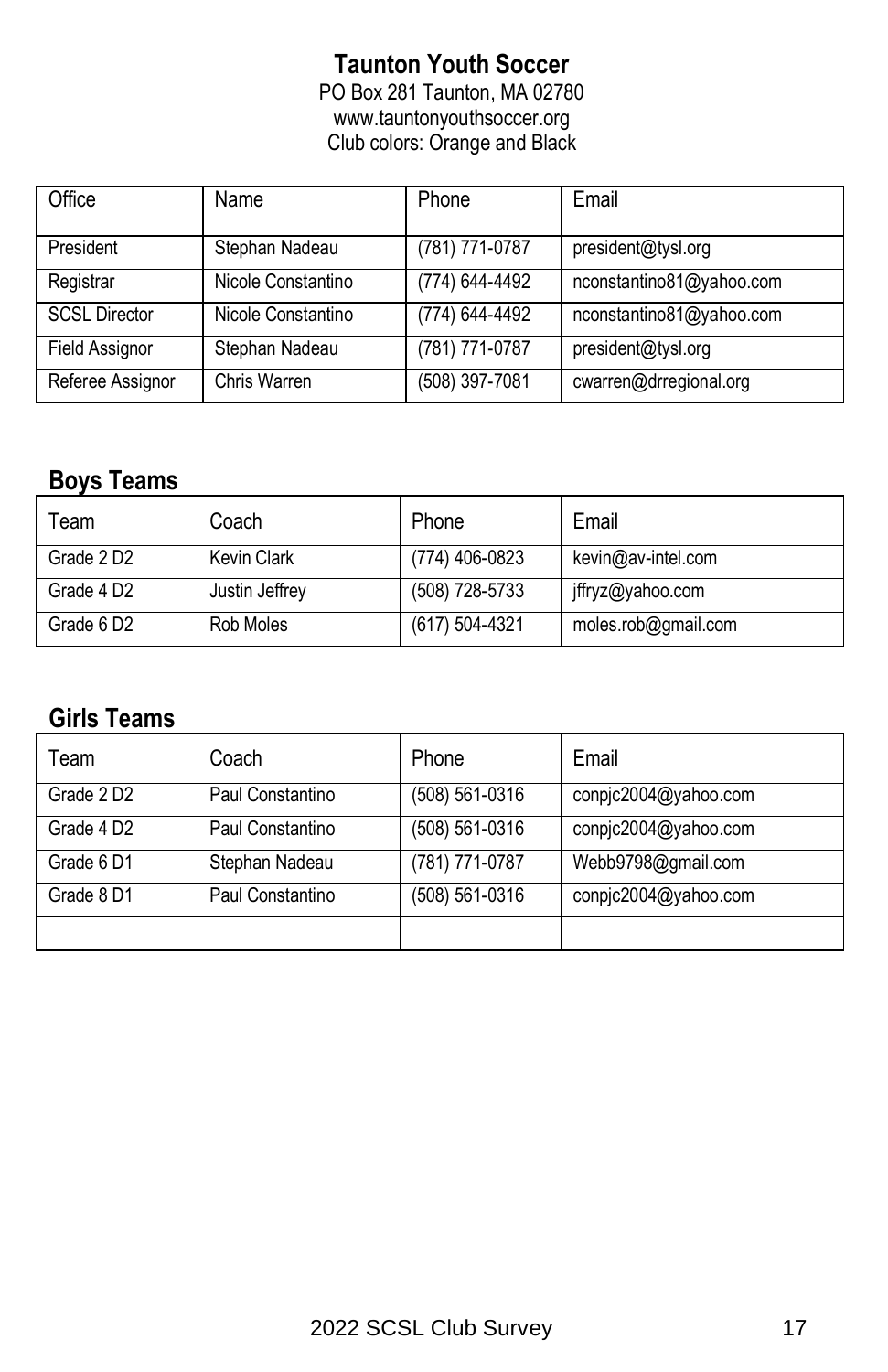# Taunton Youth Soccer

PO Box 281 Taunton, MA 02780
www.tauntonyouthsoccer.org
Club colors: Orange and Black

| Office | Name | Phone | Email |
|---|---|---|---|
| President | Stephan Nadeau | (781) 771-0787 | president@tysl.org |
| Registrar | Nicole Constantino | (774) 644-4492 | nconstantino81@yahoo.com |
| SCSL Director | Nicole Constantino | (774) 644-4492 | nconstantino81@yahoo.com |
| Field Assignor | Stephan Nadeau | (781) 771-0787 | president@tysl.org |
| Referee Assignor | Chris Warren | (508) 397-7081 | cwarren@drregional.org |

## Boys Teams

| Team | Coach | Phone | Email |
|---|---|---|---|
| Grade 2 D2 | Kevin Clark | (774) 406-0823 | kevin@av-intel.com |
| Grade 4 D2 | Justin Jeffrey | (508) 728-5733 | jffryz@yahoo.com |
| Grade 6 D2 | Rob Moles | (617) 504-4321 | moles.rob@gmail.com |

## Girls Teams

| Team | Coach | Phone | Email |
|---|---|---|---|
| Grade 2 D2 | Paul Constantino | (508) 561-0316 | conpjc2004@yahoo.com |
| Grade 4 D2 | Paul Constantino | (508) 561-0316 | conpjc2004@yahoo.com |
| Grade 6 D1 | Stephan Nadeau | (781) 771-0787 | Webb9798@gmail.com |
| Grade 8 D1 | Paul Constantino | (508) 561-0316 | conpjc2004@yahoo.com |
| | | | |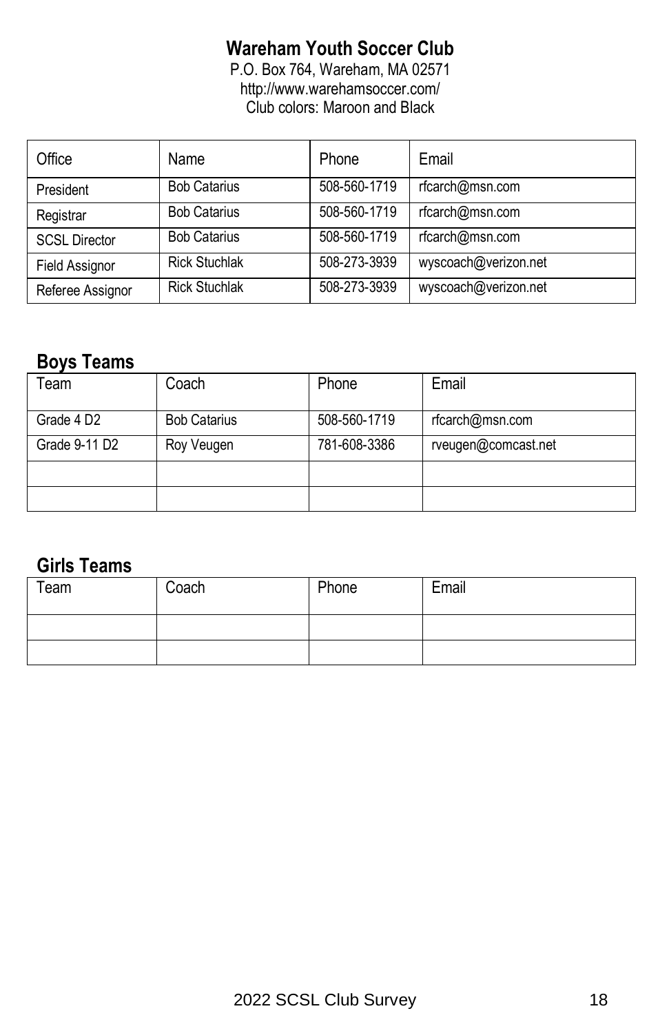# Wareham Youth Soccer Club

P.O. Box 764, Wareham, MA 02571
http://www.warehamsoccer.com/
Club colors: Maroon and Black

| Office | Name | Phone | Email |
| --- | --- | --- | --- |
| President | Bob Catarius | 508-560-1719 | rfcarch@msn.com |
| Registrar | Bob Catarius | 508-560-1719 | rfcarch@msn.com |
| SCSL Director | Bob Catarius | 508-560-1719 | rfcarch@msn.com |
| Field Assignor | Rick Stuchlak | 508-273-3939 | wyscoach@verizon.net |
| Referee Assignor | Rick Stuchlak | 508-273-3939 | wyscoach@verizon.net |

## Boys Teams

| Team | Coach | Phone | Email |
| --- | --- | --- | --- |
| Grade 4 D2 | Bob Catarius | 508-560-1719 | rfcarch@msn.com |
| Grade 9-11 D2 | Roy Veugen | 781-608-3386 | rveugen@comcast.net |
| | | | |
| | | | |

## Girls Teams

| Team | Coach | Phone | Email |
| --- | --- | --- | --- |
| | | | |
| | | | |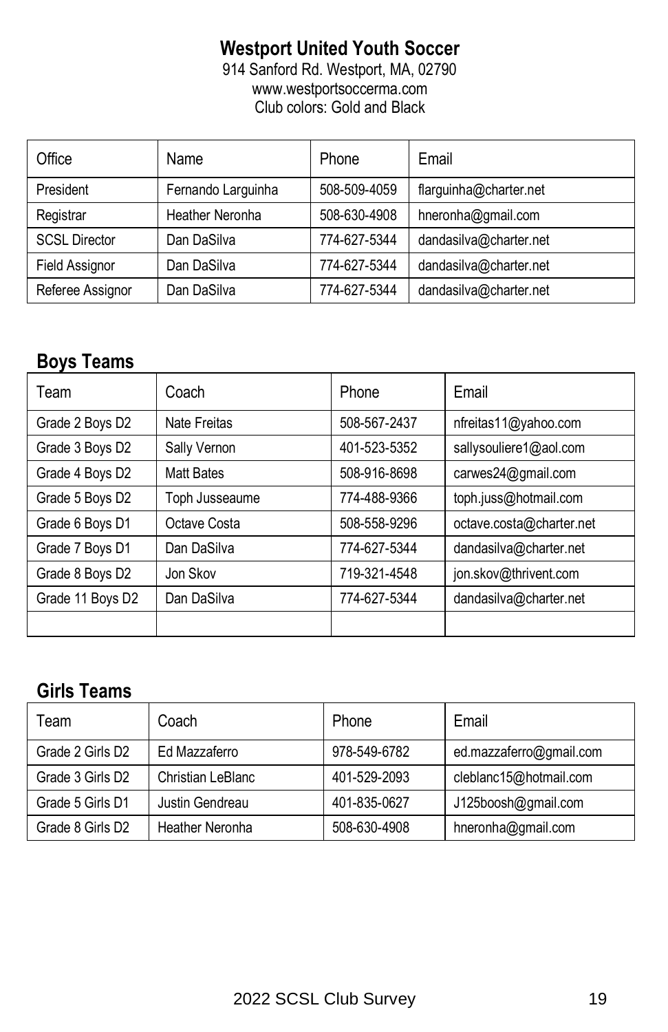# Westport United Youth Soccer

914 Sanford Rd. Westport, MA, 02790
www.westportsoccerma.com
Club colors: Gold and Black

| Office | Name | Phone | Email |
|---|---|---|---|
| President | Fernando Larguinha | 508-509-4059 | flarguinha@charter.net |
| Registrar | Heather Neronha | 508-630-4908 | hneronha@gmail.com |
| SCSL Director | Dan DaSilva | 774-627-5344 | dandasilva@charter.net |
| Field Assignor | Dan DaSilva | 774-627-5344 | dandasilva@charter.net |
| Referee Assignor | Dan DaSilva | 774-627-5344 | dandasilva@charter.net |

## Boys Teams

| Team | Coach | Phone | Email |
|---|---|---|---|
| Grade 2 Boys D2 | Nate Freitas | 508-567-2437 | nfreitas11@yahoo.com |
| Grade 3 Boys D2 | Sally Vernon | 401-523-5352 | sallysouliere1@aol.com |
| Grade 4 Boys D2 | Matt Bates | 508-916-8698 | carwes24@gmail.com |
| Grade 5 Boys D2 | Toph Jusseaume | 774-488-9366 | toph.juss@hotmail.com |
| Grade 6 Boys D1 | Octave Costa | 508-558-9296 | octave.costa@charter.net |
| Grade 7 Boys D1 | Dan DaSilva | 774-627-5344 | dandasilva@charter.net |
| Grade 8 Boys D2 | Jon Skov | 719-321-4548 | jon.skov@thrivent.com |
| Grade 11 Boys D2 | Dan DaSilva | 774-627-5344 | dandasilva@charter.net |
| | | | |

## Girls Teams

| Team | Coach | Phone | Email |
|---|---|---|---|
| Grade 2 Girls D2 | Ed Mazzaferro | 978-549-6782 | ed.mazzaferro@gmail.com |
| Grade 3 Girls D2 | Christian LeBlanc | 401-529-2093 | cleblanc15@hotmail.com |
| Grade 5 Girls D1 | Justin Gendreau | 401-835-0627 | J125boosh@gmail.com |
| Grade 8 Girls D2 | Heather Neronha | 508-630-4908 | hneronha@gmail.com |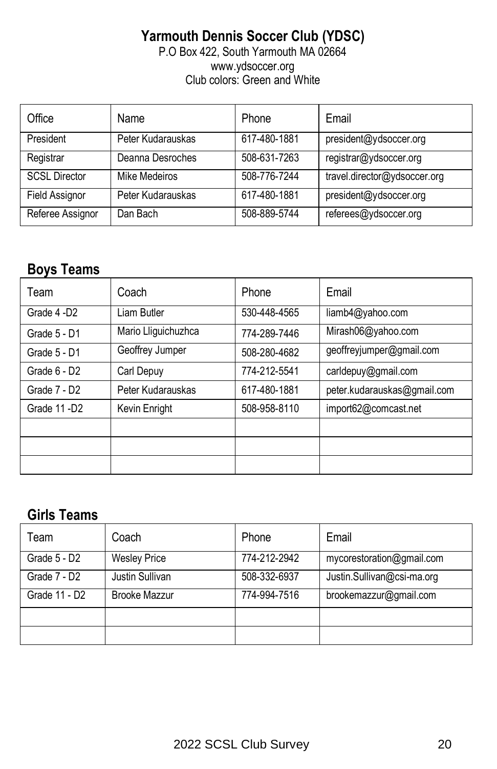# Yarmouth Dennis Soccer Club (YDSC)

P.O Box 422, South Yarmouth MA 02664
www.ydsoccer.org
Club colors: Green and White

| Office | Name | Phone | Email |
| --- | --- | --- | --- |
| President | Peter Kudarauskas | 617-480-1881 | president@ydsoccer.org |
| Registrar | Deanna Desroches | 508-631-7263 | registrar@ydsoccer.org |
| SCSL Director | Mike Medeiros | 508-776-7244 | travel.director@ydsoccer.org |
| Field Assignor | Peter Kudarauskas | 617-480-1881 | president@ydsoccer.org |
| Referee Assignor | Dan Bach | 508-889-5744 | referees@ydsoccer.org |

## Boys Teams

| Team | Coach | Phone | Email |
| --- | --- | --- | --- |
| Grade 4 -D2 | Liam Butler | 530-448-4565 | liamb4@yahoo.com |
| Grade 5 - D1 | Mario Lliguichuzhca | 774-289-7446 | Mirash06@yahoo.com |
| Grade 5 - D1 | Geoffrey Jumper | 508-280-4682 | geoffreyjumper@gmail.com |
| Grade 6 - D2 | Carl Depuy | 774-212-5541 | carldepuy@gmail.com |
| Grade 7 - D2 | Peter Kudarauskas | 617-480-1881 | peter.kudarauskas@gmail.com |
| Grade 11 -D2 | Kevin Enright | 508-958-8110 | import62@comcast.net |
| | | | |
| | | | |
| | | | |

## Girls Teams

| Team | Coach | Phone | Email |
| --- | --- | --- | --- |
| Grade 5 - D2 | Wesley Price | 774-212-2942 | mycorestoration@gmail.com |
| Grade 7 - D2 | Justin Sullivan | 508-332-6937 | Justin.Sullivan@csi-ma.org |
| Grade 11 - D2 | Brooke Mazzur | 774-994-7516 | brookemazzur@gmail.com |
| | | | |
| | | | |